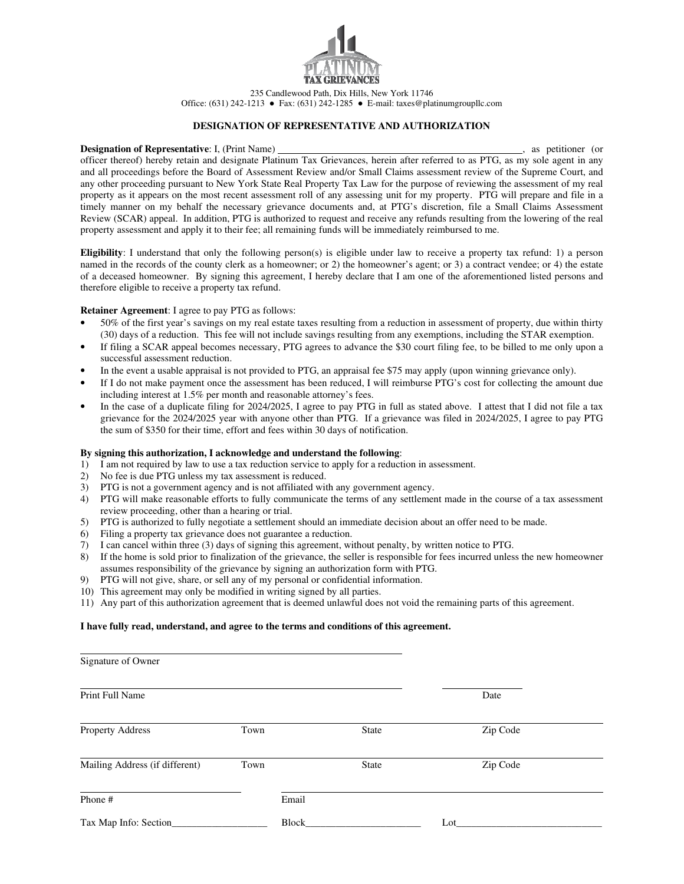**PLATINUM**
**TAX GRIEVANCES**

235 Candlewood Path, Dix Hills, New York 11746
Office: (631) 242-1213 ● Fax: (631) 242-1285 ● E-mail: taxes@platinumgroupllc.com

## DESIGNATION OF REPRESENTATIVE AND AUTHORIZATION

**Designation of Representative**: I, (Print Name) __________________________________________________, as petitioner (or officer thereof) hereby retain and designate Platinum Tax Grievances, herein after referred to as PTG, as my sole agent in any and all proceedings before the Board of Assessment Review and/or Small Claims assessment review of the Supreme Court, and any other proceeding pursuant to New York State Real Property Tax Law for the purpose of reviewing the assessment of my real property as it appears on the most recent assessment roll of any assessing unit for my property. PTG will prepare and file in a timely manner on my behalf the necessary grievance documents and, at PTG's discretion, file a Small Claims Assessment Review (SCAR) appeal. In addition, PTG is authorized to request and receive any refunds resulting from the lowering of the real property assessment and apply it to their fee; all remaining funds will be immediately reimbursed to me.

**Eligibility**: I understand that only the following person(s) is eligible under law to receive a property tax refund: 1) a person named in the records of the county clerk as a homeowner; or 2) the homeowner's agent; or 3) a contract vendee; or 4) the estate of a deceased homeowner. By signing this agreement, I hereby declare that I am one of the aforementioned listed persons and therefore eligible to receive a property tax refund.

**Retainer Agreement**: I agree to pay PTG as follows:

- 50% of the first year's savings on my real estate taxes resulting from a reduction in assessment of property, due within thirty (30) days of a reduction. This fee will not include savings resulting from any exemptions, including the STAR exemption.
- If filing a SCAR appeal becomes necessary, PTG agrees to advance the $30 court filing fee, to be billed to me only upon a successful assessment reduction.
- In the event a usable appraisal is not provided to PTG, an appraisal fee $75 may apply (upon winning grievance only).
- If I do not make payment once the assessment has been reduced, I will reimburse PTG's cost for collecting the amount due including interest at 1.5% per month and reasonable attorney's fees.
- In the case of a duplicate filing for 2024/2025, I agree to pay PTG in full as stated above. I attest that I did not file a tax grievance for the 2024/2025 year with anyone other than PTG. If a grievance was filed in 2024/2025, I agree to pay PTG the sum of $350 for their time, effort and fees within 30 days of notification.

**By signing this authorization, I acknowledge and understand the following**:

1) I am not required by law to use a tax reduction service to apply for a reduction in assessment.
2) No fee is due PTG unless my tax assessment is reduced.
3) PTG is not a government agency and is not affiliated with any government agency.
4) PTG will make reasonable efforts to fully communicate the terms of any settlement made in the course of a tax assessment review proceeding, other than a hearing or trial.
5) PTG is authorized to fully negotiate a settlement should an immediate decision about an offer need to be made.
6) Filing a property tax grievance does not guarantee a reduction.
7) I can cancel within three (3) days of signing this agreement, without penalty, by written notice to PTG.
8) If the home is sold prior to finalization of the grievance, the seller is responsible for fees incurred unless the new homeowner assumes responsibility of the grievance by signing an authorization form with PTG.
9) PTG will not give, share, or sell any of my personal or confidential information.
10) This agreement may only be modified in writing signed by all parties.
11) Any part of this authorization agreement that is deemed unlawful does not void the remaining parts of this agreement.

**I have fully read, understand, and agree to the terms and conditions of this agreement.**

______________________________________________
Signature of Owner

______________________________________________ ________________
Print Full Name Date

___________________________________________________________________________
Property Address Town State Zip Code

___________________________________________________________________________
Mailing Address (if different) Town State Zip Code

______________________________ ____________________________________________
Phone # Email

Tax Map Info: Section___________________ Block_______________________ Lot_____________________________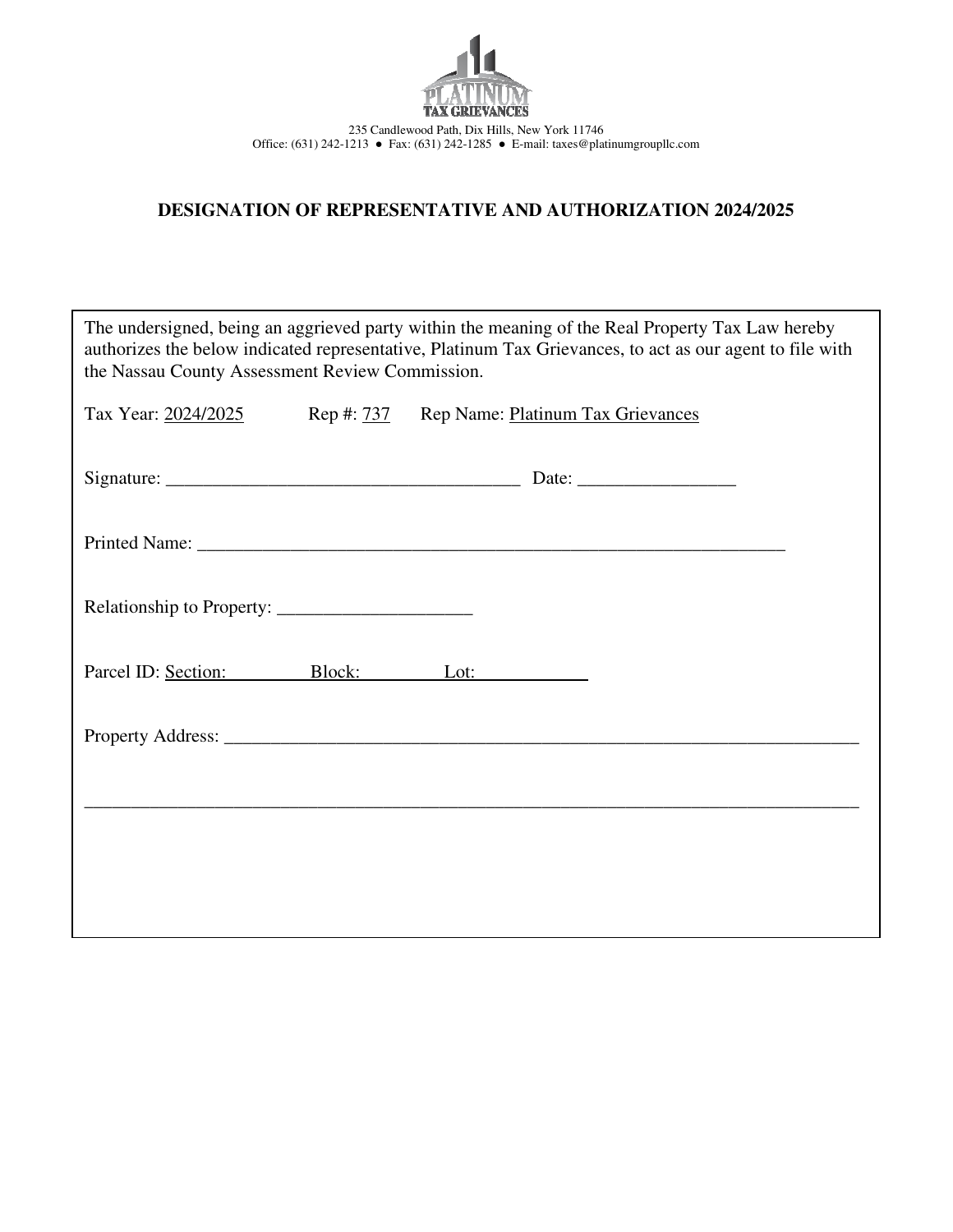PLATINUM TAX GRIEVANCES

235 Candlewood Path, Dix Hills, New York 11746
Office: (631) 242-1213 ● Fax: (631) 242-1285 ● E-mail: taxes@platinumgroupllc.com

## DESIGNATION OF REPRESENTATIVE AND AUTHORIZATION 2024/2025

The undersigned, being an aggrieved party within the meaning of the Real Property Tax Law hereby authorizes the below indicated representative, Platinum Tax Grievances, to act as our agent to file with the Nassau County Assessment Review Commission.

Tax Year: 2024/2025 Rep #: 737 Rep Name: Platinum Tax Grievances

Signature: ______________________________________ Date: ________________

Printed Name: ______________________________________________________________

Relationship to Property: ____________________

Parcel ID: Section: Block: Lot:

Property Address: ___________________________________________________________________

_____________________________________________________________________________________